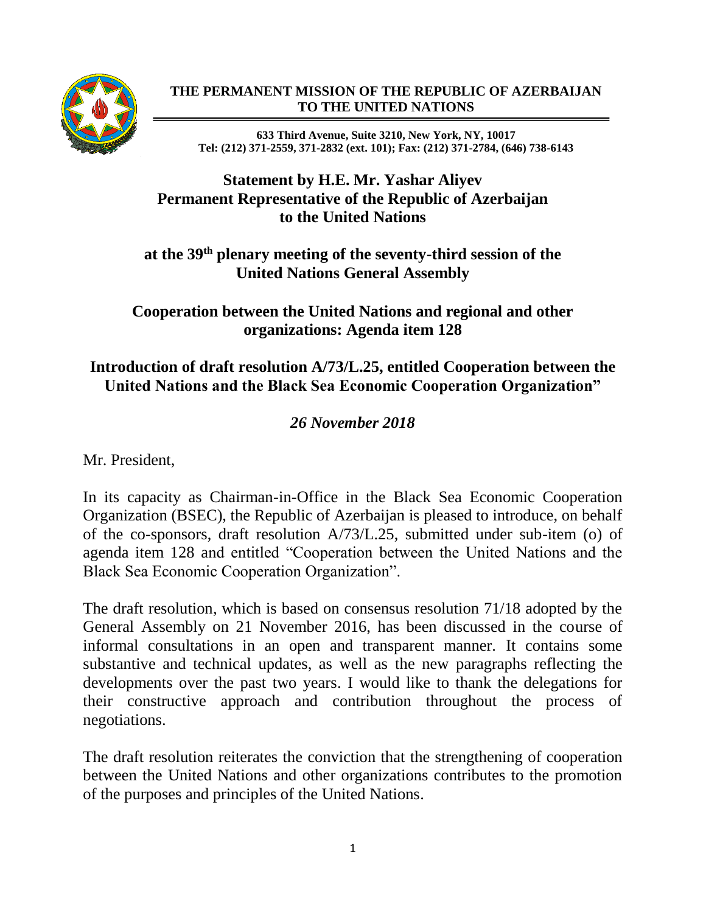**THE PERMANENT MISSION OF THE REPUBLIC OF AZERBAIJAN TO THE UNITED NATIONS**

**633 Third Avenue, Suite 3210, New York, NY, 10017**
**Tel: (212) 371-2559, 371-2832 (ext. 101); Fax: (212) 371-2784, (646) 738-6143**

## Statement by H.E. Mr. Yashar Aliyev
## Permanent Representative of the Republic of Azerbaijan to the United Nations

## at the 39th plenary meeting of the seventy-third session of the United Nations General Assembly

## Cooperation between the United Nations and regional and other organizations: Agenda item 128

## Introduction of draft resolution A/73/L.25, entitled Cooperation between the United Nations and the Black Sea Economic Cooperation Organization"

***26 November 2018***

Mr. President,

In its capacity as Chairman-in-Office in the Black Sea Economic Cooperation Organization (BSEC), the Republic of Azerbaijan is pleased to introduce, on behalf of the co-sponsors, draft resolution A/73/L.25, submitted under sub-item (o) of agenda item 128 and entitled "Cooperation between the United Nations and the Black Sea Economic Cooperation Organization".

The draft resolution, which is based on consensus resolution 71/18 adopted by the General Assembly on 21 November 2016, has been discussed in the course of informal consultations in an open and transparent manner. It contains some substantive and technical updates, as well as the new paragraphs reflecting the developments over the past two years. I would like to thank the delegations for their constructive approach and contribution throughout the process of negotiations.

The draft resolution reiterates the conviction that the strengthening of cooperation between the United Nations and other organizations contributes to the promotion of the purposes and principles of the United Nations.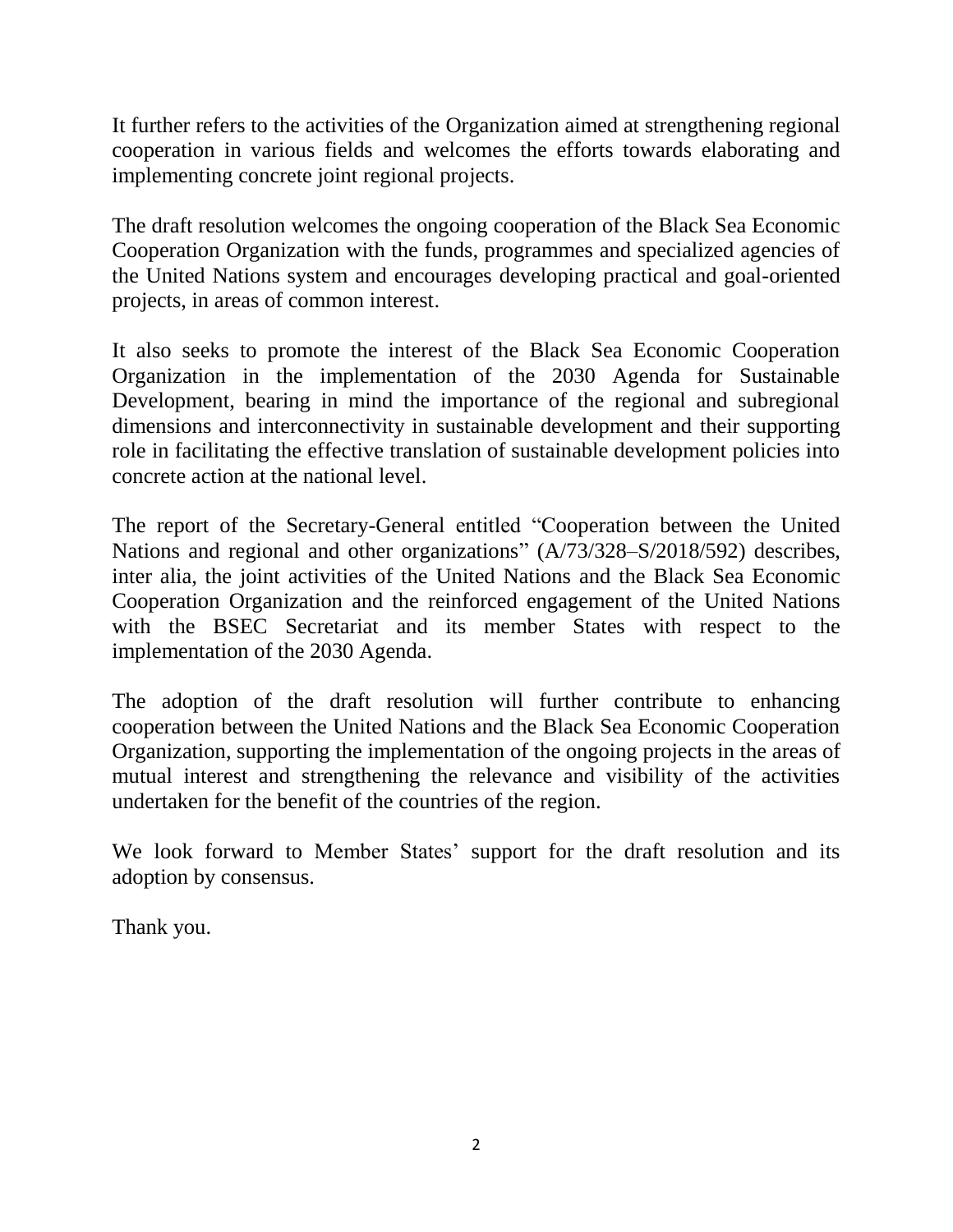It further refers to the activities of the Organization aimed at strengthening regional cooperation in various fields and welcomes the efforts towards elaborating and implementing concrete joint regional projects.

The draft resolution welcomes the ongoing cooperation of the Black Sea Economic Cooperation Organization with the funds, programmes and specialized agencies of the United Nations system and encourages developing practical and goal-oriented projects, in areas of common interest.

It also seeks to promote the interest of the Black Sea Economic Cooperation Organization in the implementation of the 2030 Agenda for Sustainable Development, bearing in mind the importance of the regional and subregional dimensions and interconnectivity in sustainable development and their supporting role in facilitating the effective translation of sustainable development policies into concrete action at the national level.

The report of the Secretary-General entitled "Cooperation between the United Nations and regional and other organizations" (A/73/328–S/2018/592) describes, inter alia, the joint activities of the United Nations and the Black Sea Economic Cooperation Organization and the reinforced engagement of the United Nations with the BSEC Secretariat and its member States with respect to the implementation of the 2030 Agenda.

The adoption of the draft resolution will further contribute to enhancing cooperation between the United Nations and the Black Sea Economic Cooperation Organization, supporting the implementation of the ongoing projects in the areas of mutual interest and strengthening the relevance and visibility of the activities undertaken for the benefit of the countries of the region.

We look forward to Member States' support for the draft resolution and its adoption by consensus.

Thank you.